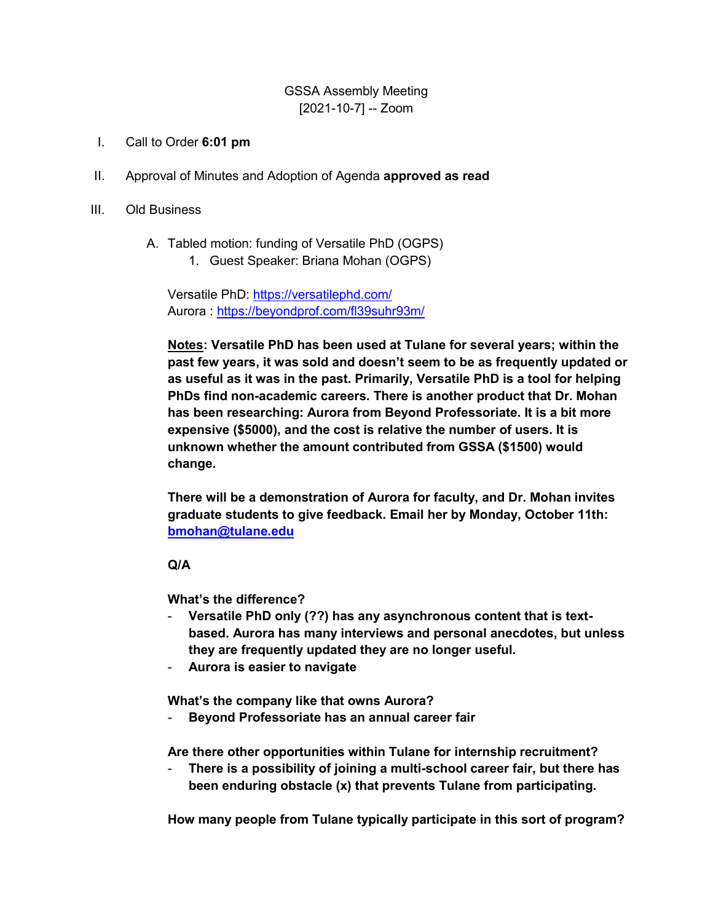GSSA Assembly Meeting
[2021-10-7] -- Zoom

I. Call to Order **6:01 pm**

II. Approval of Minutes and Adoption of Agenda **approved as read**

III. Old Business

   A. Tabled motion: funding of Versatile PhD (OGPS)
      1. Guest Speaker: Briana Mohan (OGPS)

      Versatile PhD: https://versatilephd.com/
      Aurora : https://beyondprof.com/fl39suhr93m/

      **<u>Notes</u>: Versatile PhD has been used at Tulane for several years; within the past few years, it was sold and doesn't seem to be as frequently updated or as useful as it was in the past. Primarily, Versatile PhD is a tool for helping PhDs find non-academic careers. There is another product that Dr. Mohan has been researching: Aurora from Beyond Professoriate. It is a bit more expensive ($5000), and the cost is relative the number of users. It is unknown whether the amount contributed from GSSA ($1500) would change.**

      **There will be a demonstration of Aurora for faculty, and Dr. Mohan invites graduate students to give feedback. Email her by Monday, October 11th: bmohan@tulane.edu**

      **Q/A**

      **What's the difference?**
      - **Versatile PhD only (??) has any asynchronous content that is text-based. Aurora has many interviews and personal anecdotes, but unless they are frequently updated they are no longer useful.**
      - **Aurora is easier to navigate**

      **What's the company like that owns Aurora?**
      - **Beyond Professoriate has an annual career fair**

      **Are there other opportunities within Tulane for internship recruitment?**
      - **There is a possibility of joining a multi-school career fair, but there has been enduring obstacle (x) that prevents Tulane from participating.**

      **How many people from Tulane typically participate in this sort of program?**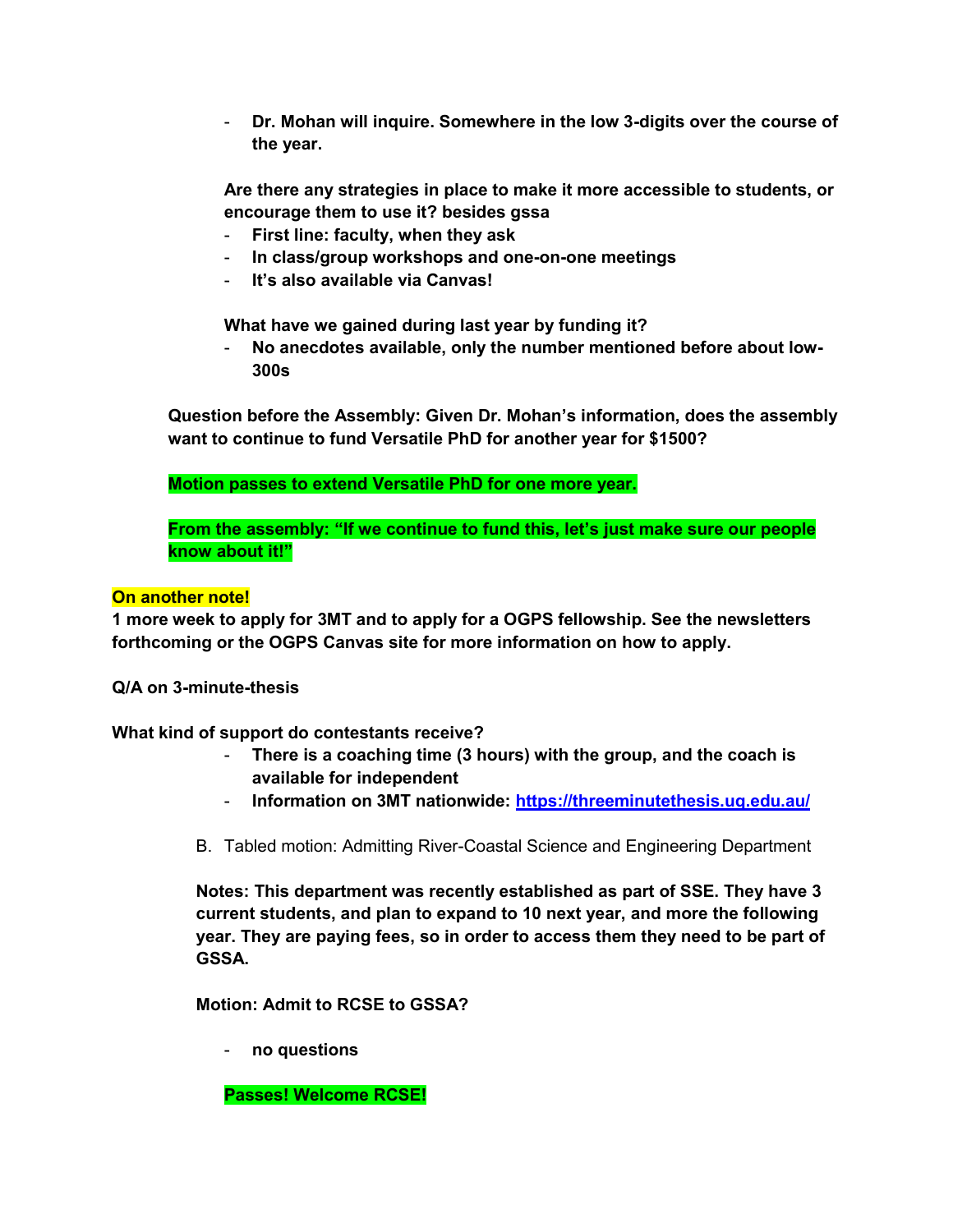- **Dr. Mohan will inquire. Somewhere in the low 3-digits over the course of the year.**

**Are there any strategies in place to make it more accessible to students, or encourage them to use it? besides gssa**

- **First line: faculty, when they ask**
- **In class/group workshops and one-on-one meetings**
- **It's also available via Canvas!**

**What have we gained during last year by funding it?**

- **No anecdotes available, only the number mentioned before about low-300s**

**Question before the Assembly: Given Dr. Mohan's information, does the assembly want to continue to fund Versatile PhD for another year for $1500?**

**Motion passes to extend Versatile PhD for one more year.**

**From the assembly: "If we continue to fund this, let's just make sure our people know about it!"**

**On another note!**

**1 more week to apply for 3MT and to apply for a OGPS fellowship. See the newsletters forthcoming or the OGPS Canvas site for more information on how to apply.**

**Q/A on 3-minute-thesis**

**What kind of support do contestants receive?**

- **There is a coaching time (3 hours) with the group, and the coach is available for independent**
- **Information on 3MT nationwide: [https://threeminutethesis.uq.edu.au/](https://threeminutethesis.uq.edu.au/)**

B. Tabled motion: Admitting River-Coastal Science and Engineering Department

**Notes: This department was recently established as part of SSE. They have 3 current students, and plan to expand to 10 next year, and more the following year. They are paying fees, so in order to access them they need to be part of GSSA.**

**Motion: Admit to RCSE to GSSA?**

- **no questions**

**Passes! Welcome RCSE!**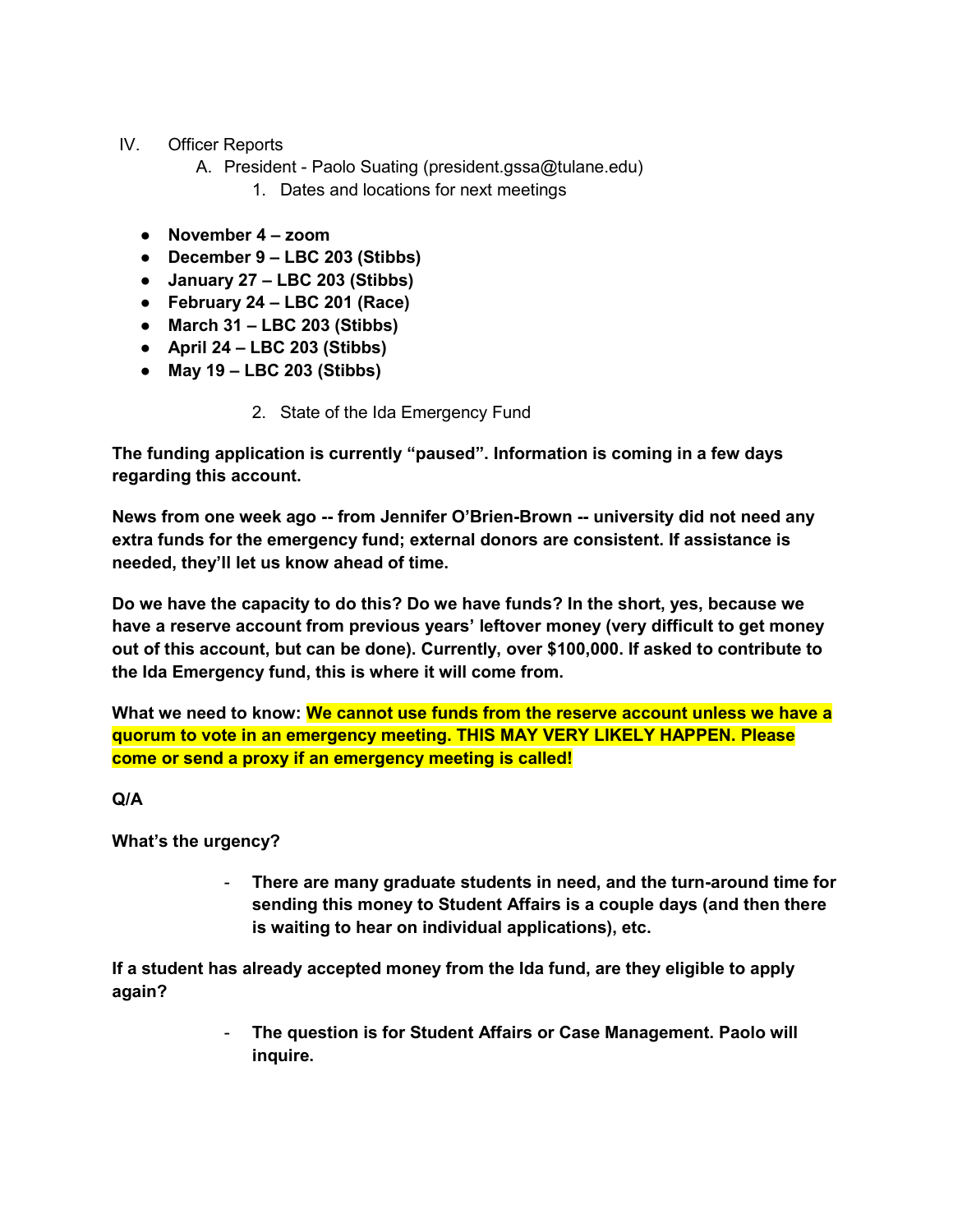IV. Officer Reports

A. President - Paolo Suating (president.gssa@tulane.edu)

1. Dates and locations for next meetings

- **November 4 – zoom**
- **December 9 – LBC 203 (Stibbs)**
- **January 27 – LBC 203 (Stibbs)**
- **February 24 – LBC 201 (Race)**
- **March 31 – LBC 203 (Stibbs)**
- **April 24 – LBC 203 (Stibbs)**
- **May 19 – LBC 203 (Stibbs)**

2. State of the Ida Emergency Fund

**The funding application is currently "paused". Information is coming in a few days regarding this account.**

**News from one week ago -- from Jennifer O'Brien-Brown -- university did not need any extra funds for the emergency fund; external donors are consistent. If assistance is needed, they'll let us know ahead of time.**

**Do we have the capacity to do this? Do we have funds? In the short, yes, because we have a reserve account from previous years' leftover money (very difficult to get money out of this account, but can be done). Currently, over $100,000. If asked to contribute to the Ida Emergency fund, this is where it will come from.**

**What we need to know: We cannot use funds from the reserve account unless we have a quorum to vote in an emergency meeting. THIS MAY VERY LIKELY HAPPEN. Please come or send a proxy if an emergency meeting is called!**

**Q/A**

**What's the urgency?**

- **There are many graduate students in need, and the turn-around time for sending this money to Student Affairs is a couple days (and then there is waiting to hear on individual applications), etc.**

**If a student has already accepted money from the Ida fund, are they eligible to apply again?**

- **The question is for Student Affairs or Case Management. Paolo will inquire.**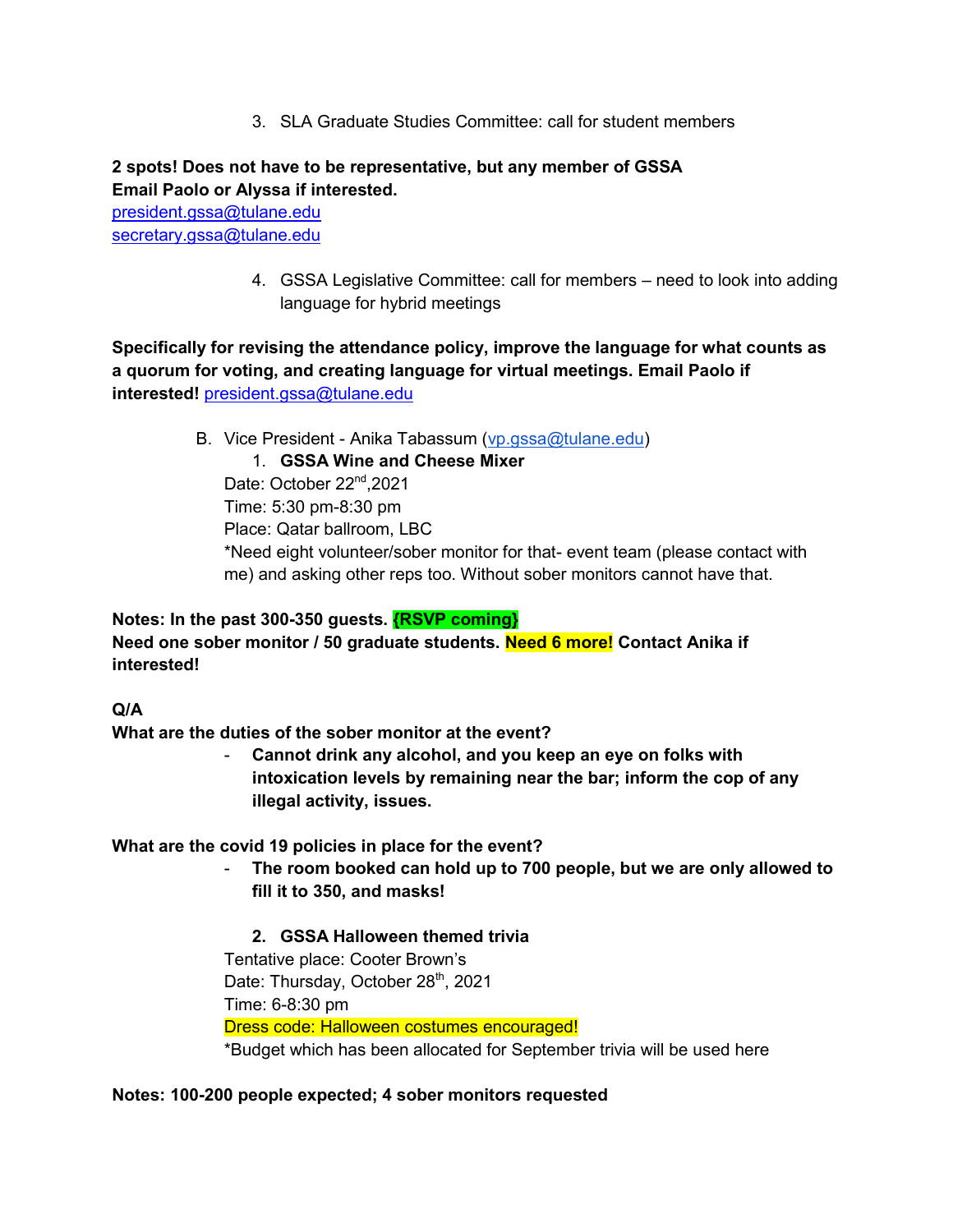3. SLA Graduate Studies Committee: call for student members

**2 spots! Does not have to be representative, but any member of GSSA**
**Email Paolo or Alyssa if interested.**
president.gssa@tulane.edu
secretary.gssa@tulane.edu

4. GSSA Legislative Committee: call for members – need to look into adding language for hybrid meetings

**Specifically for revising the attendance policy, improve the language for what counts as a quorum for voting, and creating language for virtual meetings. Email Paolo if interested!** president.gssa@tulane.edu

B. Vice President - Anika Tabassum (vp.gssa@tulane.edu)

1. **GSSA Wine and Cheese Mixer**

Date: October 22nd,2021
Time: 5:30 pm-8:30 pm
Place: Qatar ballroom, LBC
*Need eight volunteer/sober monitor for that- event team (please contact with me) and asking other reps too. Without sober monitors cannot have that.

**Notes: In the past 300-350 guests. {RSVP coming}**
**Need one sober monitor / 50 graduate students. Need 6 more! Contact Anika if interested!**

**Q/A**

**What are the duties of the sober monitor at the event?**

- **Cannot drink any alcohol, and you keep an eye on folks with intoxication levels by remaining near the bar; inform the cop of any illegal activity, issues.**

**What are the covid 19 policies in place for the event?**

- **The room booked can hold up to 700 people, but we are only allowed to fill it to 350, and masks!**

2. **GSSA Halloween themed trivia**

Tentative place: Cooter Brown's
Date: Thursday, October 28th, 2021
Time: 6-8:30 pm
Dress code: Halloween costumes encouraged!
*Budget which has been allocated for September trivia will be used here

**Notes: 100-200 people expected; 4 sober monitors requested**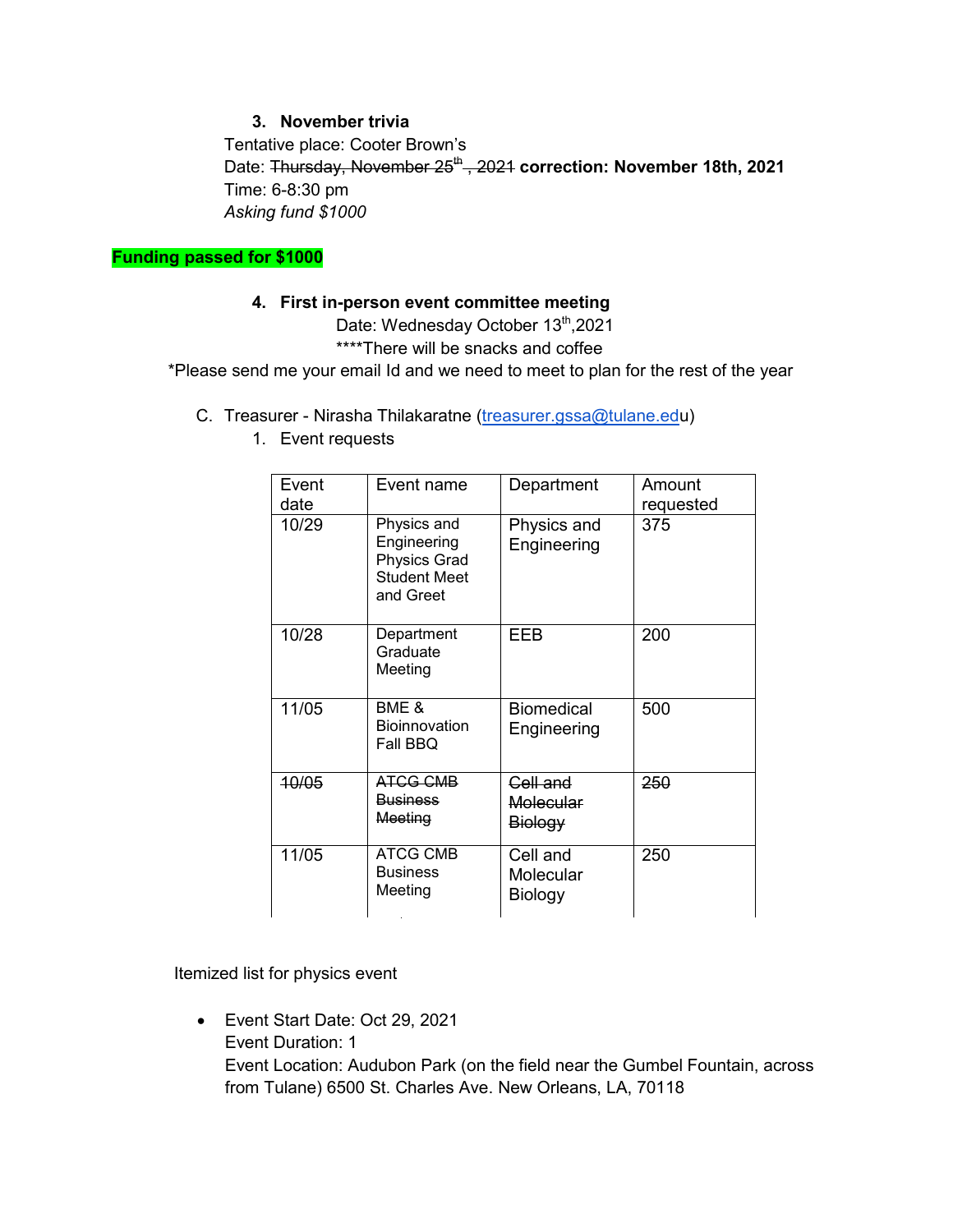3. **November trivia**

Tentative place: Cooter Brown's

Date: ~~Thursday, November 25th, 2021~~ **correction: November 18th, 2021**

Time: 6-8:30 pm

*Asking fund $1000*

**Funding passed for $1000**

4. **First in-person event committee meeting**

Date: Wednesday October 13th,2021

****There will be snacks and coffee

*Please send me your email Id and we need to meet to plan for the rest of the year

C. Treasurer - Nirasha Thilakaratne (treasurer.gssa@tulane.edu)

1. Event requests

| Event date | Event name | Department | Amount requested |
|---|---|---|---|
| 10/29 | Physics and Engineering Physics Grad Student Meet and Greet | Physics and Engineering | 375 |
| 10/28 | Department Graduate Meeting | EEB | 200 |
| 11/05 | BME & Bioinnovation Fall BBQ | Biomedical Engineering | 500 |
| ~~10/05~~ | ~~ATCG CMB Business Meeting~~ | ~~Cell and Molecular Biology~~ | ~~250~~ |
| 11/05 | ATCG CMB Business Meeting | Cell and Molecular Biology | 250 |

Itemized list for physics event

- Event Start Date: Oct 29, 2021
  Event Duration: 1
  Event Location: Audubon Park (on the field near the Gumbel Fountain, across from Tulane) 6500 St. Charles Ave. New Orleans, LA, 70118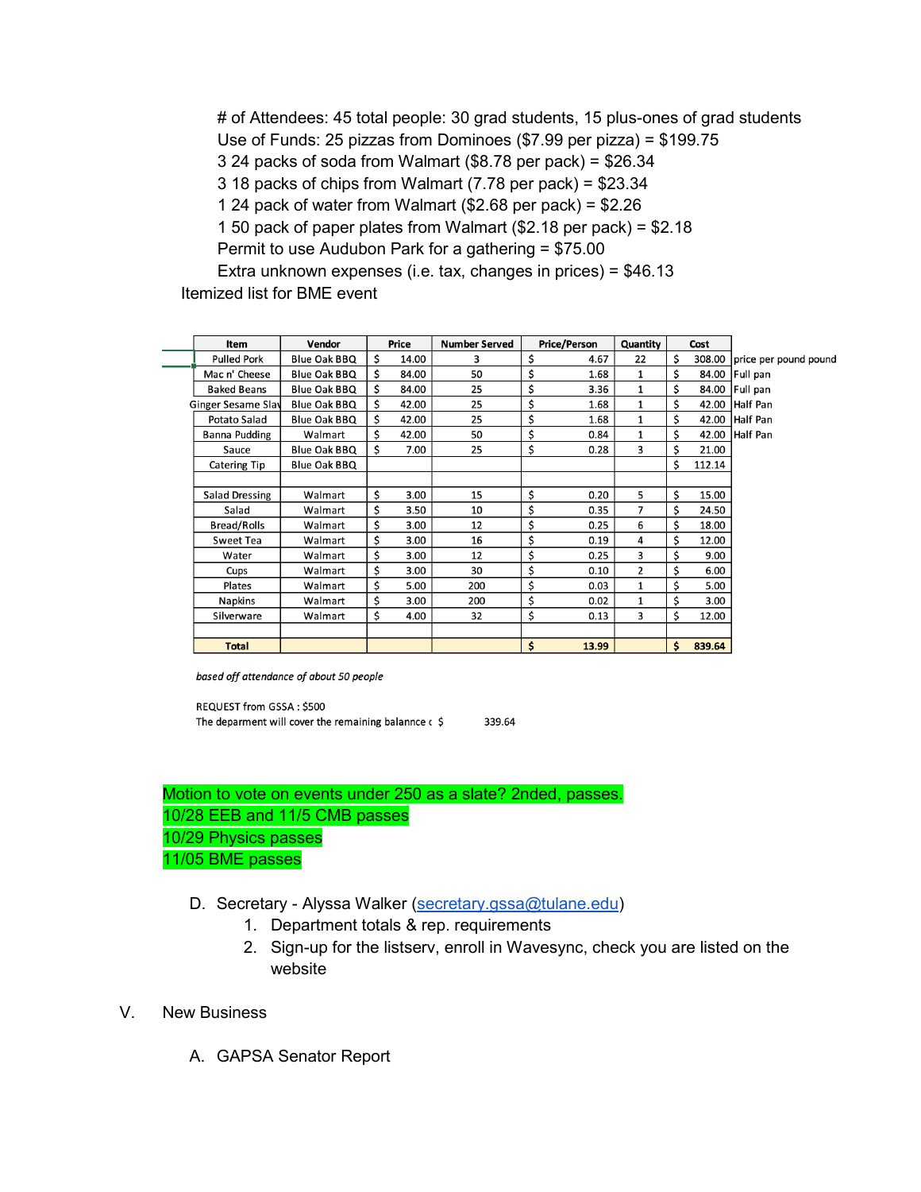# of Attendees: 45 total people: 30 grad students, 15 plus-ones of grad students
Use of Funds: 25 pizzas from Dominoes ($7.99 per pizza) = $199.75
3 24 packs of soda from Walmart ($8.78 per pack) = $26.34
3 18 packs of chips from Walmart (7.78 per pack) = $23.34
1 24 pack of water from Walmart ($2.68 per pack) = $2.26
1 50 pack of paper plates from Walmart ($2.18 per pack) = $2.18
Permit to use Audubon Park for a gathering = $75.00
Extra unknown expenses (i.e. tax, changes in prices) = $46.13

Itemized list for BME event

| Item | Vendor | Price | Number Served | Price/Person | Quantity | Cost | |
|---|---|---|---|---|---|---|---|
| Pulled Pork | Blue Oak BBQ | $ 14.00 | 3 | $ 4.67 | 22 | $ 308.00 | price per pound pound |
| Mac n' Cheese | Blue Oak BBQ | $ 84.00 | 50 | $ 1.68 | 1 | $ 84.00 | Full pan |
| Baked Beans | Blue Oak BBQ | $ 84.00 | 25 | $ 3.36 | 1 | $ 84.00 | Full pan |
| Ginger Sesame Slaw | Blue Oak BBQ | $ 42.00 | 25 | $ 1.68 | 1 | $ 42.00 | Half Pan |
| Potato Salad | Blue Oak BBQ | $ 42.00 | 25 | $ 1.68 | 1 | $ 42.00 | Half Pan |
| Banna Pudding | Walmart | $ 42.00 | 50 | $ 0.84 | 1 | $ 42.00 | Half Pan |
| Sauce | Blue Oak BBQ | $ 7.00 | 25 | $ 0.28 | 3 | $ 21.00 | |
| Catering Tip | Blue Oak BBQ | | | | | $ 112.14 | |
| | | | | | | | |
| Salad Dressing | Walmart | $ 3.00 | 15 | $ 0.20 | 5 | $ 15.00 | |
| Salad | Walmart | $ 3.50 | 10 | $ 0.35 | 7 | $ 24.50 | |
| Bread/Rolls | Walmart | $ 3.00 | 12 | $ 0.25 | 6 | $ 18.00 | |
| Sweet Tea | Walmart | $ 3.00 | 16 | $ 0.19 | 4 | $ 12.00 | |
| Water | Walmart | $ 3.00 | 12 | $ 0.25 | 3 | $ 9.00 | |
| Cups | Walmart | $ 3.00 | 30 | $ 0.10 | 2 | $ 6.00 | |
| Plates | Walmart | $ 5.00 | 200 | $ 0.03 | 1 | $ 5.00 | |
| Napkins | Walmart | $ 3.00 | 200 | $ 0.02 | 1 | $ 3.00 | |
| Silverware | Walmart | $ 4.00 | 32 | $ 0.13 | 3 | $ 12.00 | |
| | | | | | | | |
| **Total** | | | | $ 13.99 | | $ 839.64 | |

*based off attendance of about 50 people*

REQUEST from GSSA : $500
The deparment will cover the remaining balannce ( $ 339.64

Motion to vote on events under 250 as a slate? 2nded, passes.
10/28 EEB and 11/5 CMB passes
10/29 Physics passes
11/05 BME passes

D. Secretary - Alyssa Walker (secretary.gssa@tulane.edu)
   1. Department totals & rep. requirements
   2. Sign-up for the listserv, enroll in Wavesync, check you are listed on the website

V. New Business

A. GAPSA Senator Report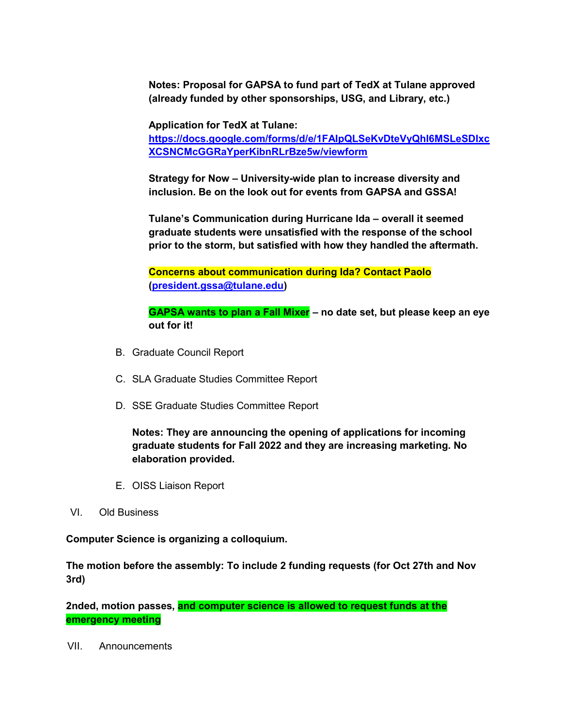**Notes: Proposal for GAPSA to fund part of TedX at Tulane approved (already funded by other sponsorships, USG, and Library, etc.)**

**Application for TedX at Tulane: [https://docs.google.com/forms/d/e/1FAIpQLSeKvDteVyQhl6MSLeSDlxcXCSNCMcGGRaYperKibnRLrBze5w/viewform](https://docs.google.com/forms/d/e/1FAIpQLSeKvDteVyQhl6MSLeSDlxcXCSNCMcGGRaYperKibnRLrBze5w/viewform)**

**Strategy for Now – University-wide plan to increase diversity and inclusion. Be on the look out for events from GAPSA and GSSA!**

**Tulane's Communication during Hurricane Ida – overall it seemed graduate students were unsatisfied with the response of the school prior to the storm, but satisfied with how they handled the aftermath.**

**Concerns about communication during Ida? Contact Paolo ([president.gssa@tulane.edu](mailto:president.gssa@tulane.edu))**

**GAPSA wants to plan a Fall Mixer – no date set, but please keep an eye out for it!**

B. Graduate Council Report

C. SLA Graduate Studies Committee Report

D. SSE Graduate Studies Committee Report

**Notes: They are announcing the opening of applications for incoming graduate students for Fall 2022 and they are increasing marketing. No elaboration provided.**

E. OISS Liaison Report

VI. Old Business

**Computer Science is organizing a colloquium.**

**The motion before the assembly: To include 2 funding requests (for Oct 27th and Nov 3rd)**

**2nded, motion passes, and computer science is allowed to request funds at the emergency meeting**

VII. Announcements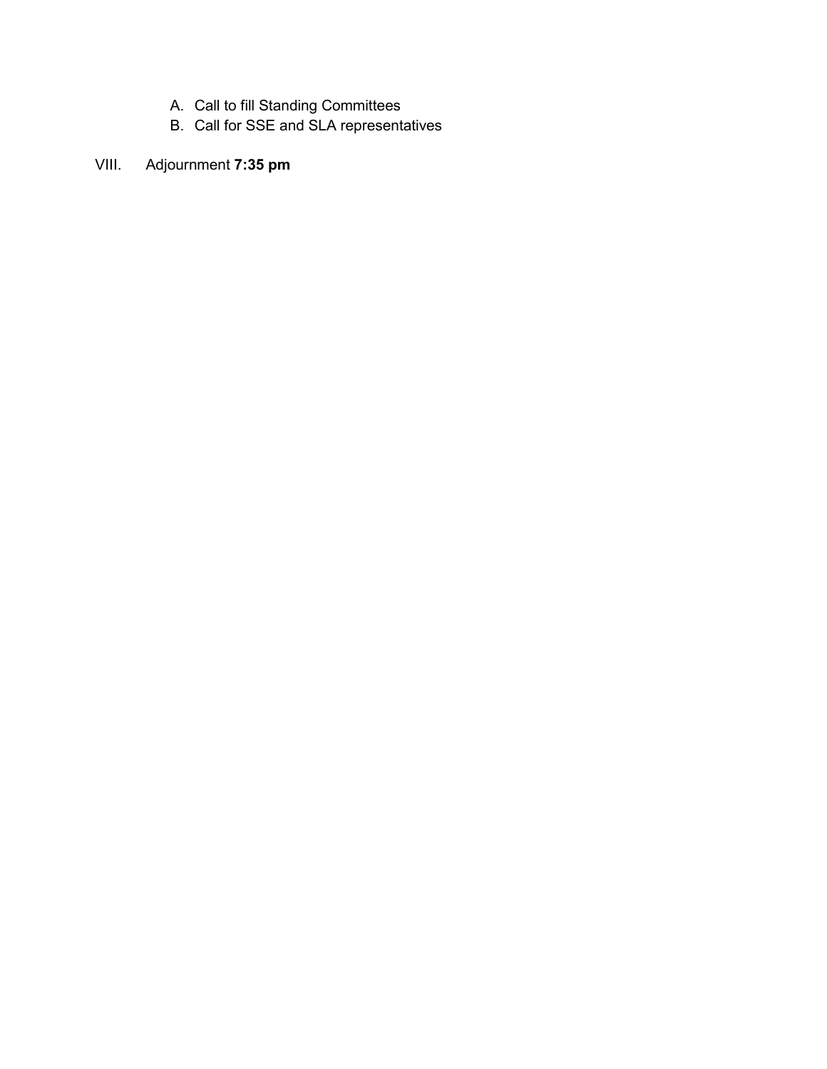A. Call to fill Standing Committees
   B. Call for SSE and SLA representatives

VIII. Adjournment **7:35 pm**